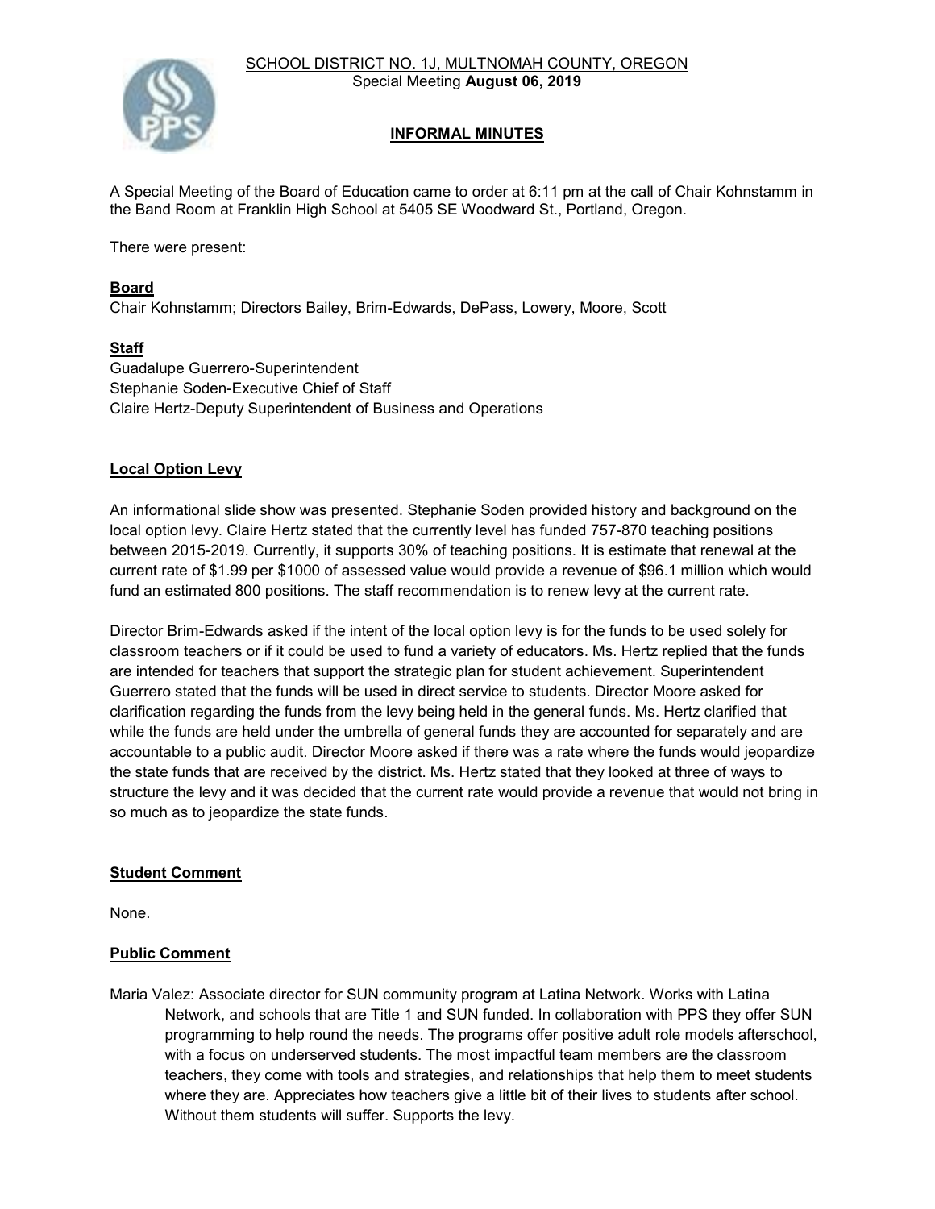SCHOOL DISTRICT NO. 1J, MULTNOMAH COUNTY, OREGON
Special Meeting **August 06, 2019**

## INFORMAL MINUTES

A Special Meeting of the Board of Education came to order at 6:11 pm at the call of Chair Kohnstamm in the Band Room at Franklin High School at 5405 SE Woodward St., Portland, Oregon.

There were present:

**Board**
Chair Kohnstamm; Directors Bailey, Brim-Edwards, DePass, Lowery, Moore, Scott

**Staff**
Guadalupe Guerrero-Superintendent
Stephanie Soden-Executive Chief of Staff
Claire Hertz-Deputy Superintendent of Business and Operations

### Local Option Levy

An informational slide show was presented. Stephanie Soden provided history and background on the local option levy. Claire Hertz stated that the currently level has funded 757-870 teaching positions between 2015-2019. Currently, it supports 30% of teaching positions. It is estimate that renewal at the current rate of $1.99 per $1000 of assessed value would provide a revenue of $96.1 million which would fund an estimated 800 positions. The staff recommendation is to renew levy at the current rate.

Director Brim-Edwards asked if the intent of the local option levy is for the funds to be used solely for classroom teachers or if it could be used to fund a variety of educators. Ms. Hertz replied that the funds are intended for teachers that support the strategic plan for student achievement. Superintendent Guerrero stated that the funds will be used in direct service to students. Director Moore asked for clarification regarding the funds from the levy being held in the general funds. Ms. Hertz clarified that while the funds are held under the umbrella of general funds they are accounted for separately and are accountable to a public audit. Director Moore asked if there was a rate where the funds would jeopardize the state funds that are received by the district. Ms. Hertz stated that they looked at three of ways to structure the levy and it was decided that the current rate would provide a revenue that would not bring in so much as to jeopardize the state funds.

### Student Comment

None.

### Public Comment

Maria Valez: Associate director for SUN community program at Latina Network. Works with Latina Network, and schools that are Title 1 and SUN funded. In collaboration with PPS they offer SUN programming to help round the needs. The programs offer positive adult role models afterschool, with a focus on underserved students. The most impactful team members are the classroom teachers, they come with tools and strategies, and relationships that help them to meet students where they are. Appreciates how teachers give a little bit of their lives to students after school. Without them students will suffer. Supports the levy.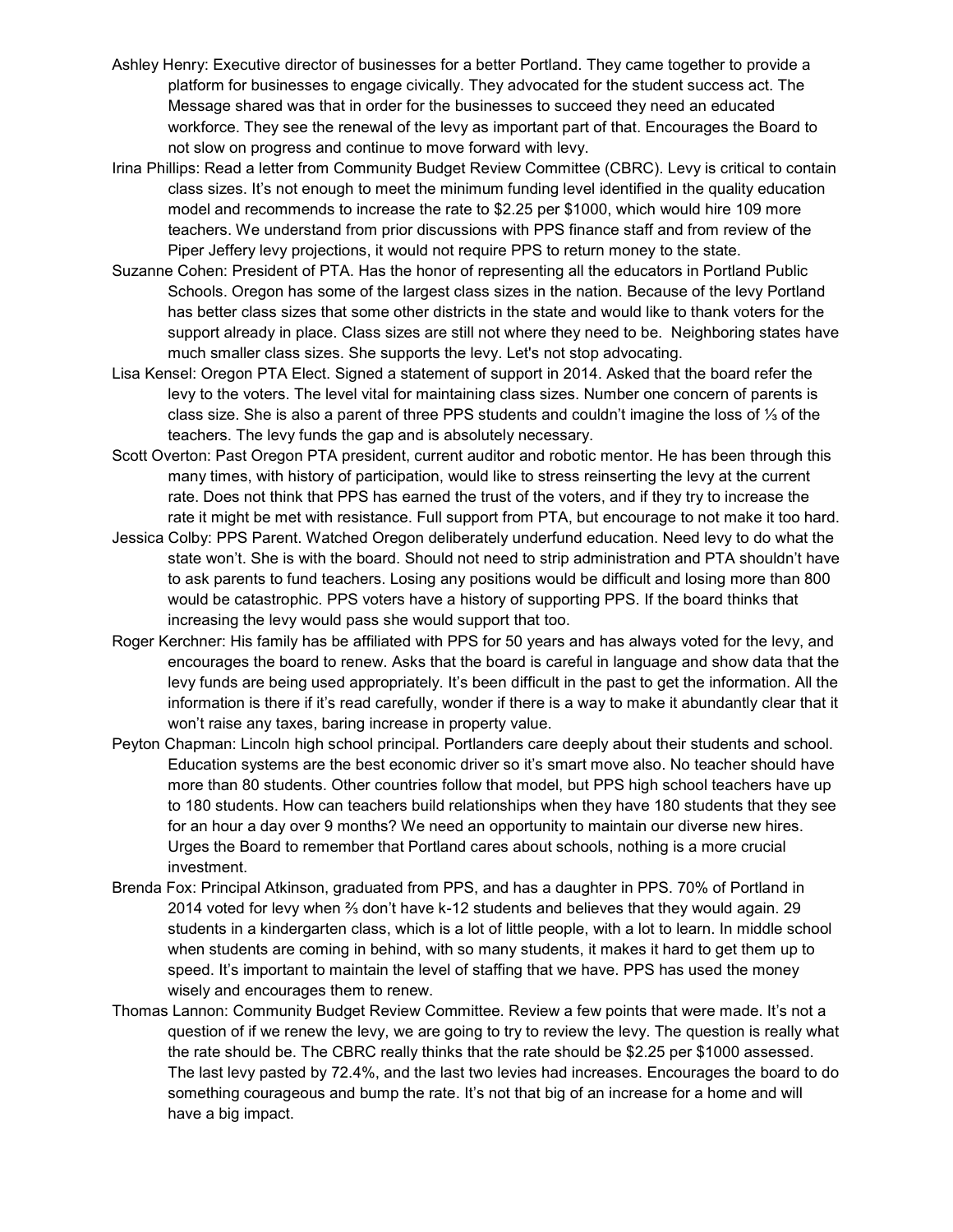Ashley Henry: Executive director of businesses for a better Portland. They came together to provide a platform for businesses to engage civically. They advocated for the student success act. The Message shared was that in order for the businesses to succeed they need an educated workforce. They see the renewal of the levy as important part of that. Encourages the Board to not slow on progress and continue to move forward with levy.

Irina Phillips: Read a letter from Community Budget Review Committee (CBRC). Levy is critical to contain class sizes. It's not enough to meet the minimum funding level identified in the quality education model and recommends to increase the rate to $2.25 per $1000, which would hire 109 more teachers. We understand from prior discussions with PPS finance staff and from review of the Piper Jeffery levy projections, it would not require PPS to return money to the state.

Suzanne Cohen: President of PTA. Has the honor of representing all the educators in Portland Public Schools. Oregon has some of the largest class sizes in the nation. Because of the levy Portland has better class sizes that some other districts in the state and would like to thank voters for the support already in place. Class sizes are still not where they need to be. Neighboring states have much smaller class sizes. She supports the levy. Let's not stop advocating.

Lisa Kensel: Oregon PTA Elect. Signed a statement of support in 2014. Asked that the board refer the levy to the voters. The level vital for maintaining class sizes. Number one concern of parents is class size. She is also a parent of three PPS students and couldn't imagine the loss of ⅓ of the teachers. The levy funds the gap and is absolutely necessary.

Scott Overton: Past Oregon PTA president, current auditor and robotic mentor. He has been through this many times, with history of participation, would like to stress reinserting the levy at the current rate. Does not think that PPS has earned the trust of the voters, and if they try to increase the rate it might be met with resistance. Full support from PTA, but encourage to not make it too hard.

Jessica Colby: PPS Parent. Watched Oregon deliberately underfund education. Need levy to do what the state won't. She is with the board. Should not need to strip administration and PTA shouldn't have to ask parents to fund teachers. Losing any positions would be difficult and losing more than 800 would be catastrophic. PPS voters have a history of supporting PPS. If the board thinks that increasing the levy would pass she would support that too.

Roger Kerchner: His family has be affiliated with PPS for 50 years and has always voted for the levy, and encourages the board to renew. Asks that the board is careful in language and show data that the levy funds are being used appropriately. It's been difficult in the past to get the information. All the information is there if it's read carefully, wonder if there is a way to make it abundantly clear that it won't raise any taxes, baring increase in property value.

Peyton Chapman: Lincoln high school principal. Portlanders care deeply about their students and school. Education systems are the best economic driver so it's smart move also. No teacher should have more than 80 students. Other countries follow that model, but PPS high school teachers have up to 180 students. How can teachers build relationships when they have 180 students that they see for an hour a day over 9 months? We need an opportunity to maintain our diverse new hires. Urges the Board to remember that Portland cares about schools, nothing is a more crucial investment.

Brenda Fox: Principal Atkinson, graduated from PPS, and has a daughter in PPS. 70% of Portland in 2014 voted for levy when ⅔ don't have k-12 students and believes that they would again. 29 students in a kindergarten class, which is a lot of little people, with a lot to learn. In middle school when students are coming in behind, with so many students, it makes it hard to get them up to speed. It's important to maintain the level of staffing that we have. PPS has used the money wisely and encourages them to renew.

Thomas Lannon: Community Budget Review Committee. Review a few points that were made. It's not a question of if we renew the levy, we are going to try to review the levy. The question is really what the rate should be. The CBRC really thinks that the rate should be $2.25 per $1000 assessed. The last levy pasted by 72.4%, and the last two levies had increases. Encourages the board to do something courageous and bump the rate. It's not that big of an increase for a home and will have a big impact.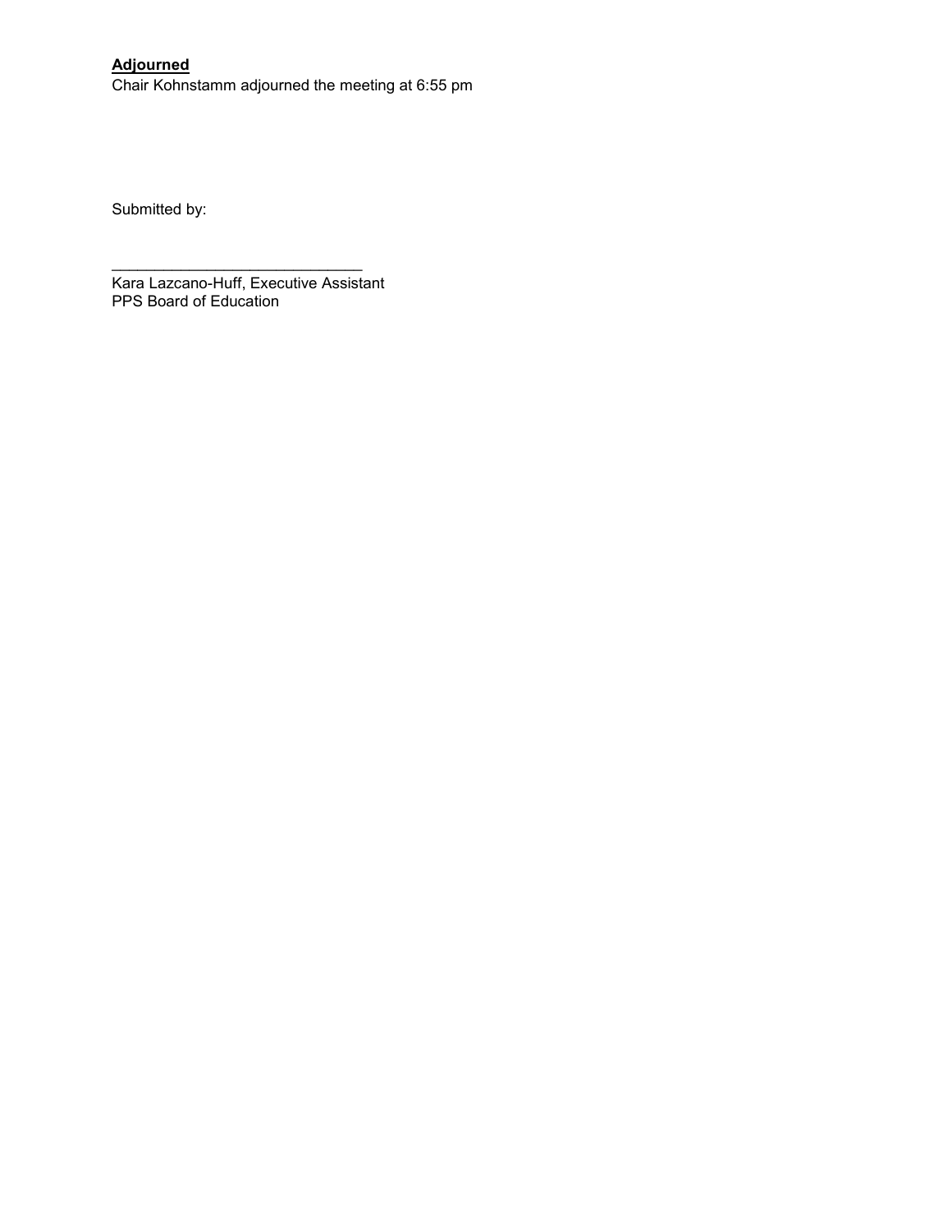**Adjourned**
Chair Kohnstamm adjourned the meeting at 6:55 pm

Submitted by:

______________________________
Kara Lazcano-Huff, Executive Assistant
PPS Board of Education